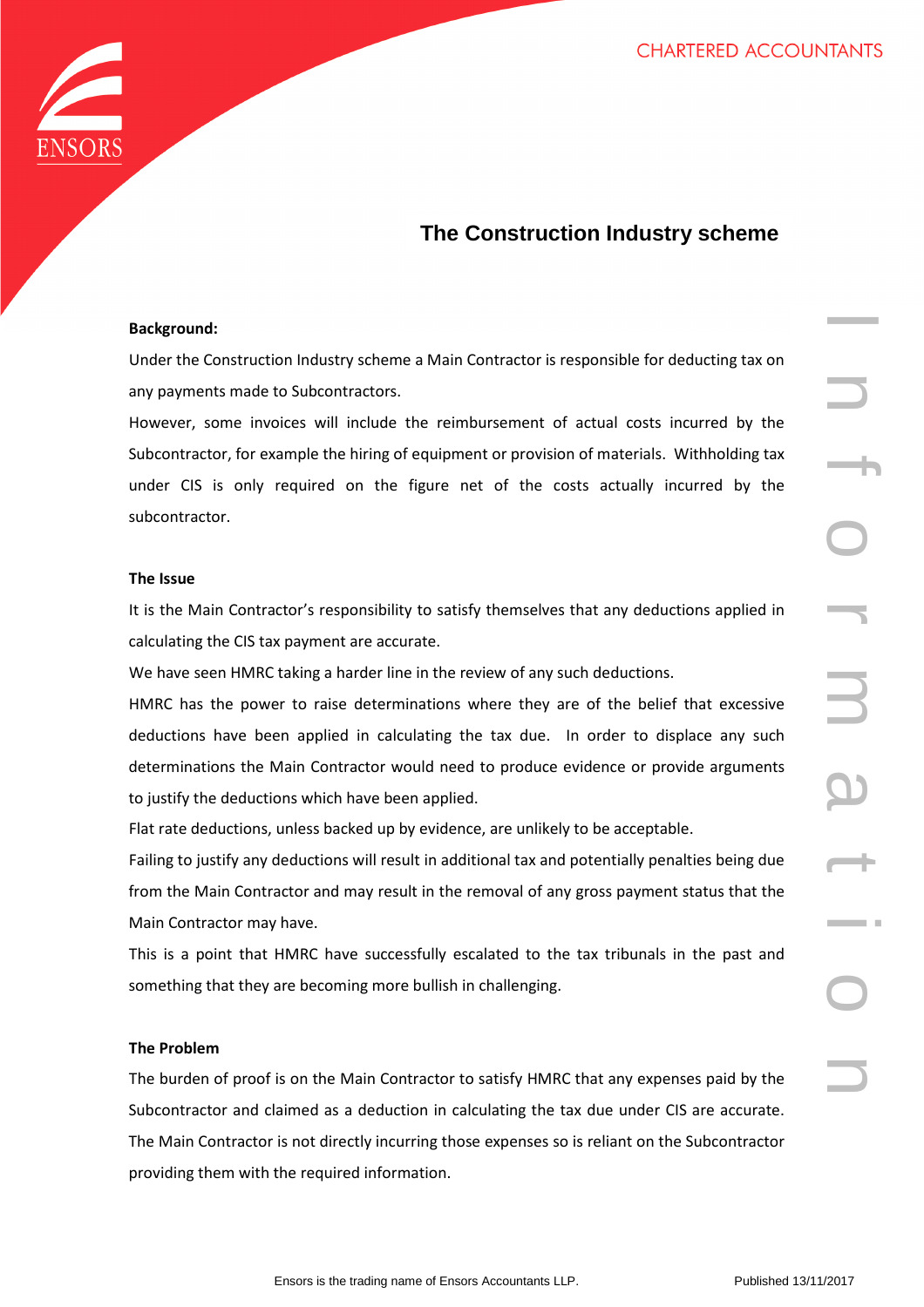# The Construction Industry scheme

**Background:**

Under the Construction Industry scheme a Main Contractor is responsible for deducting tax on any payments made to Subcontractors.

However, some invoices will include the reimbursement of actual costs incurred by the Subcontractor, for example the hiring of equipment or provision of materials. Withholding tax under CIS is only required on the figure net of the costs actually incurred by the subcontractor.

**The Issue**

It is the Main Contractor's responsibility to satisfy themselves that any deductions applied in calculating the CIS tax payment are accurate.

We have seen HMRC taking a harder line in the review of any such deductions.

HMRC has the power to raise determinations where they are of the belief that excessive deductions have been applied in calculating the tax due. In order to displace any such determinations the Main Contractor would need to produce evidence or provide arguments to justify the deductions which have been applied.

Flat rate deductions, unless backed up by evidence, are unlikely to be acceptable.

Failing to justify any deductions will result in additional tax and potentially penalties being due from the Main Contractor and may result in the removal of any gross payment status that the Main Contractor may have.

This is a point that HMRC have successfully escalated to the tax tribunals in the past and something that they are becoming more bullish in challenging.

**The Problem**

The burden of proof is on the Main Contractor to satisfy HMRC that any expenses paid by the Subcontractor and claimed as a deduction in calculating the tax due under CIS are accurate. The Main Contractor is not directly incurring those expenses so is reliant on the Subcontractor providing them with the required information.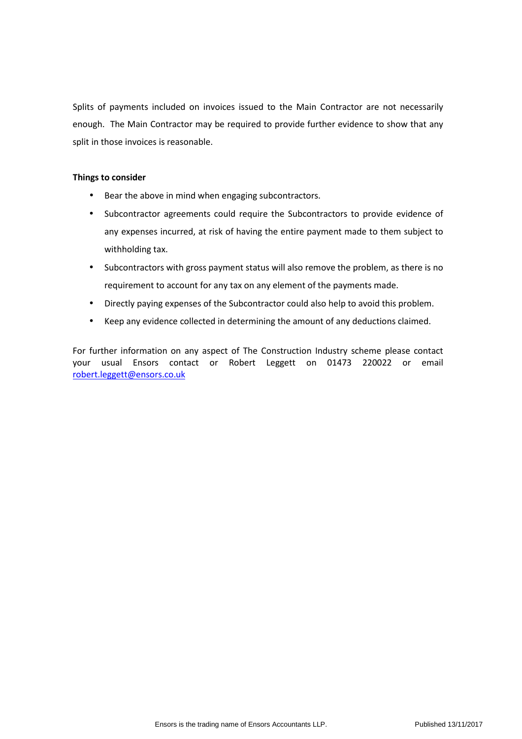Splits of payments included on invoices issued to the Main Contractor are not necessarily enough. The Main Contractor may be required to provide further evidence to show that any split in those invoices is reasonable.

**Things to consider**

- Bear the above in mind when engaging subcontractors.
- Subcontractor agreements could require the Subcontractors to provide evidence of any expenses incurred, at risk of having the entire payment made to them subject to withholding tax.
- Subcontractors with gross payment status will also remove the problem, as there is no requirement to account for any tax on any element of the payments made.
- Directly paying expenses of the Subcontractor could also help to avoid this problem.
- Keep any evidence collected in determining the amount of any deductions claimed.

For further information on any aspect of The Construction Industry scheme please contact your usual Ensors contact or Robert Leggett on 01473 220022 or email robert.leggett@ensors.co.uk

Ensors is the trading name of Ensors Accountants LLP. Published 13/11/2017